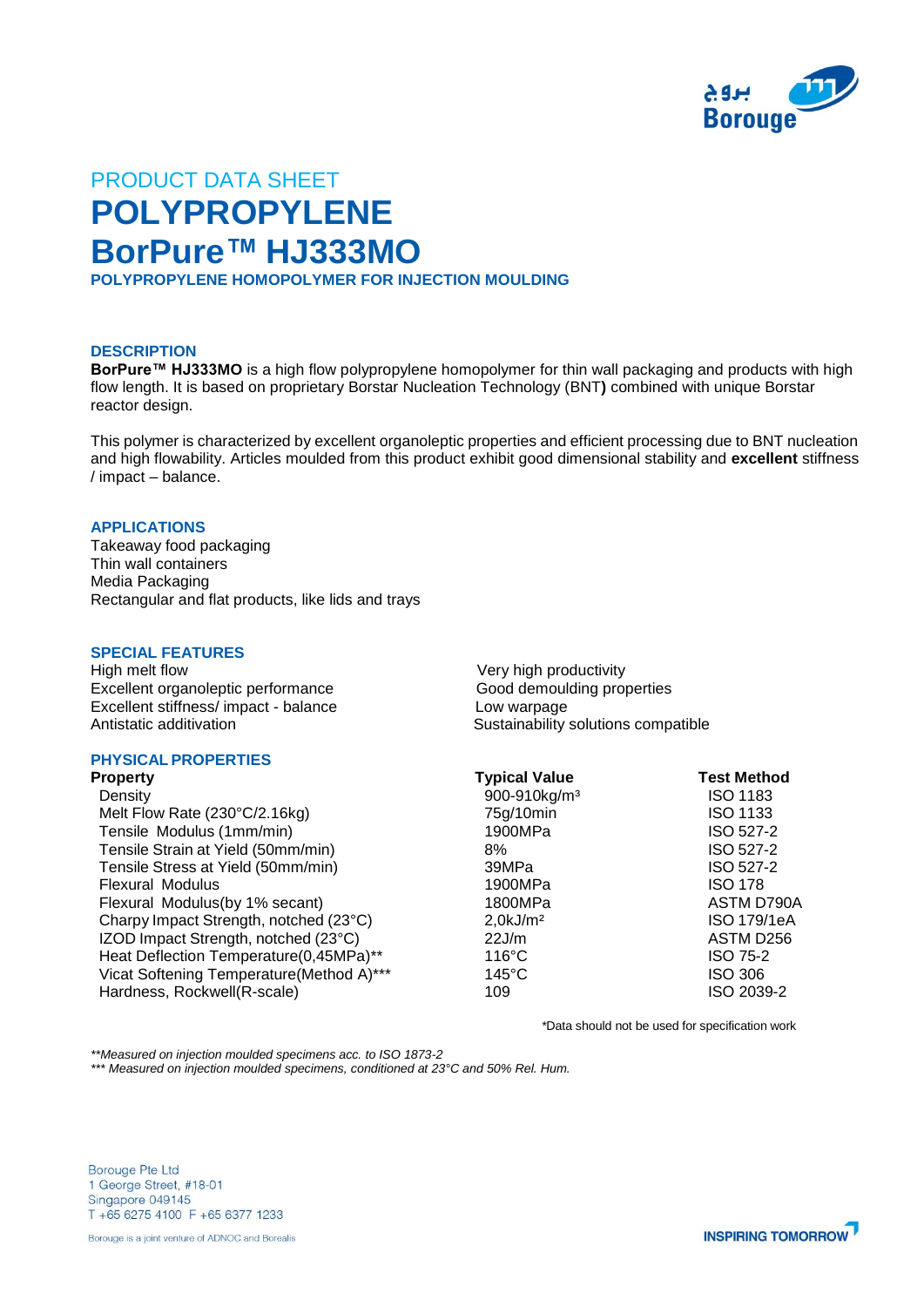PRODUCT DATA SHEET

# POLYPROPYLENE

# BorPure™ HJ333MO

**POLYPROPYLENE HOMOPOLYMER FOR INJECTION MOULDING**

## DESCRIPTION

**BorPure™ HJ333MO** is a high flow polypropylene homopolymer for thin wall packaging and products with high flow length. It is based on proprietary Borstar Nucleation Technology (BNT**)** combined with unique Borstar reactor design.

This polymer is characterized by excellent organoleptic properties and efficient processing due to BNT nucleation and high flowability. Articles moulded from this product exhibit good dimensional stability and **excellent** stiffness / impact – balance.

## APPLICATIONS

Takeaway food packaging
Thin wall containers
Media Packaging
Rectangular and flat products, like lids and trays

## SPECIAL FEATURES

High melt flow
Excellent organoleptic performance
Excellent stiffness/ impact - balance
Antistatic additivation
Very high productivity
Good demoulding properties
Low warpage
Sustainability solutions compatible

## PHYSICAL PROPERTIES

| Property | Typical Value | Test Method |
|---|---|---|
| Density | 900-910kg/m³ | ISO 1183 |
| Melt Flow Rate (230°C/2.16kg) | 75g/10min | ISO 1133 |
| Tensile Modulus (1mm/min) | 1900MPa | ISO 527-2 |
| Tensile Strain at Yield (50mm/min) | 8% | ISO 527-2 |
| Tensile Stress at Yield (50mm/min) | 39MPa | ISO 527-2 |
| Flexural Modulus | 1900MPa | ISO 178 |
| Flexural Modulus(by 1% secant) | 1800MPa | ASTM D790A |
| Charpy Impact Strength, notched (23°C) | 2,0kJ/m² | ISO 179/1eA |
| IZOD Impact Strength, notched (23°C) | 22J/m | ASTM D256 |
| Heat Deflection Temperature(0,45MPa)** | 116°C | ISO 75-2 |
| Vicat Softening Temperature(Method A)*** | 145°C | ISO 306 |
| Hardness, Rockwell(R-scale) | 109 | ISO 2039-2 |

*Data should not be used for specification work

*\*\*Measured on injection moulded specimens acc. to ISO 1873-2*
*\*\*\* Measured on injection moulded specimens, conditioned at 23°C and 50% Rel. Hum.*

Borouge Pte Ltd
1 George Street, #18-01
Singapore 049145
T +65 6275 4100 F +65 6377 1233

Borouge is a joint venture of ADNOC and Borealis

INSPIRING TOMORROW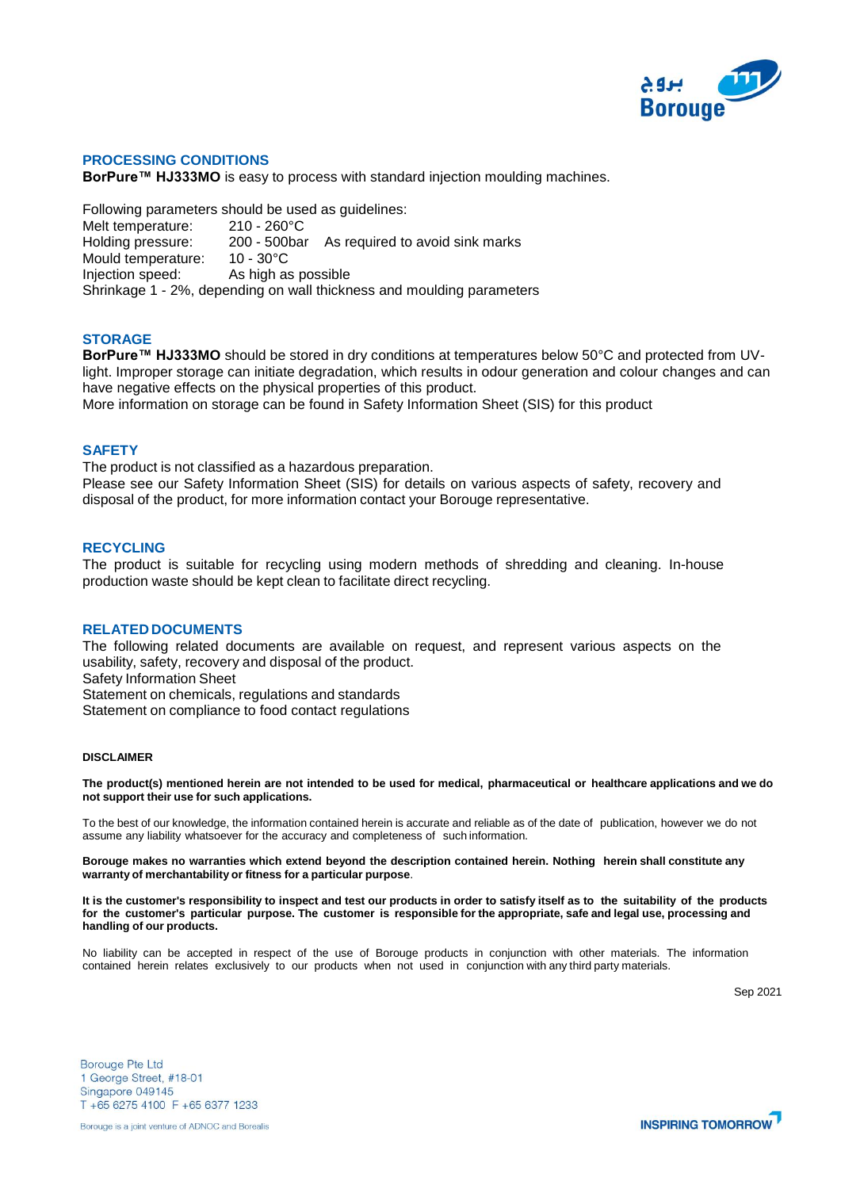## PROCESSING CONDITIONS

**BorPure™ HJ333MO** is easy to process with standard injection moulding machines.

Following parameters should be used as guidelines:

| | | |
|---|---|---|
| Melt temperature: | 210 - 260°C | |
| Holding pressure: | 200 - 500bar | As required to avoid sink marks |
| Mould temperature: | 10 - 30°C | |
| Injection speed: | As high as possible | |

Shrinkage 1 - 2%, depending on wall thickness and moulding parameters

## STORAGE

**BorPure™ HJ333MO** should be stored in dry conditions at temperatures below 50°C and protected from UV-light. Improper storage can initiate degradation, which results in odour generation and colour changes and can have negative effects on the physical properties of this product.

More information on storage can be found in Safety Information Sheet (SIS) for this product

## SAFETY

The product is not classified as a hazardous preparation.

Please see our Safety Information Sheet (SIS) for details on various aspects of safety, recovery and disposal of the product, for more information contact your Borouge representative.

## RECYCLING

The product is suitable for recycling using modern methods of shredding and cleaning. In-house production waste should be kept clean to facilitate direct recycling.

## RELATED DOCUMENTS

The following related documents are available on request, and represent various aspects on the usability, safety, recovery and disposal of the product.

Safety Information Sheet

Statement on chemicals, regulations and standards

Statement on compliance to food contact regulations

#### DISCLAIMER

**The product(s) mentioned herein are not intended to be used for medical, pharmaceutical or healthcare applications and we do not support their use for such applications.**

To the best of our knowledge, the information contained herein is accurate and reliable as of the date of publication, however we do not assume any liability whatsoever for the accuracy and completeness of such information.

**Borouge makes no warranties which extend beyond the description contained herein. Nothing herein shall constitute any warranty of merchantability or fitness for a particular purpose**.

**It is the customer's responsibility to inspect and test our products in order to satisfy itself as to the suitability of the products for the customer's particular purpose. The customer is responsible for the appropriate, safe and legal use, processing and handling of our products.**

No liability can be accepted in respect of the use of Borouge products in conjunction with other materials. The information contained herein relates exclusively to our products when not used in conjunction with any third party materials.

Sep 2021

Borouge Pte Ltd
1 George Street, #18-01
Singapore 049145
T +65 6275 4100 F +65 6377 1233

Borouge is a joint venture of ADNOC and Borealis

INSPIRING TOMORROW